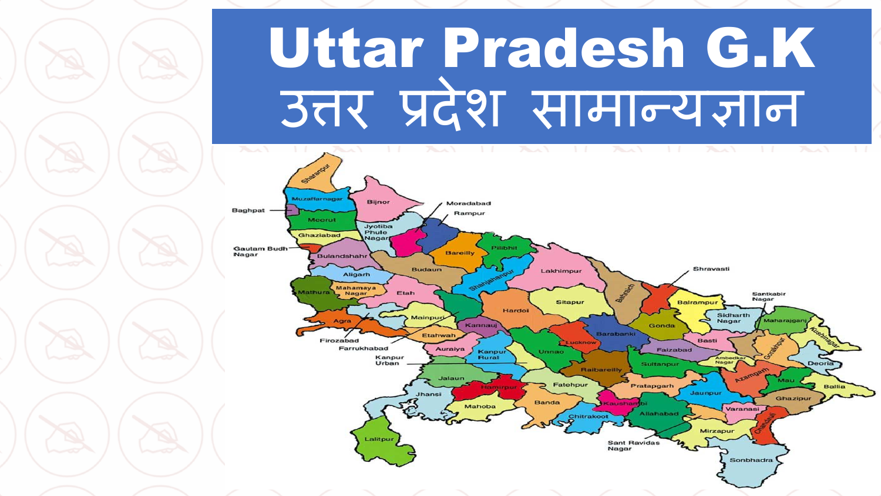# Uttar Pradesh G.K

# उत्तर प्रदेश सामान्यज्ञान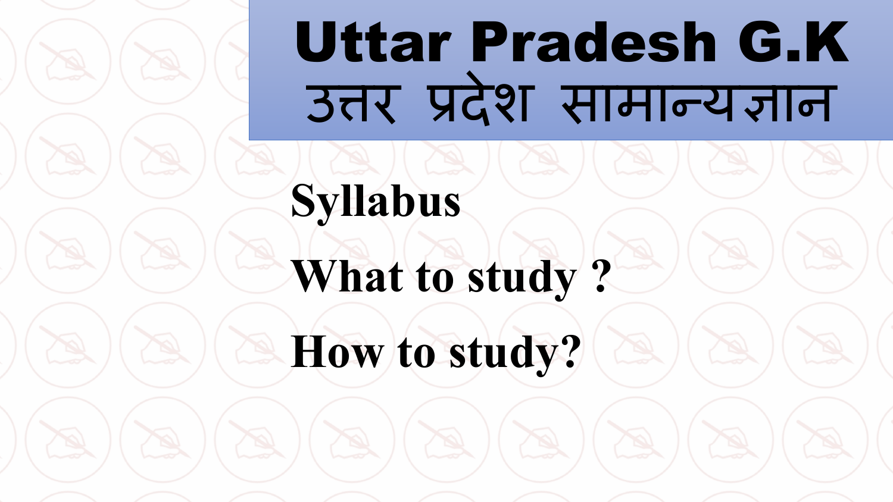# Uttar Pradesh G.K
# उत्तर प्रदेश सामान्यज्ञान

**Syllabus**

**What to study ?**

**How to study?**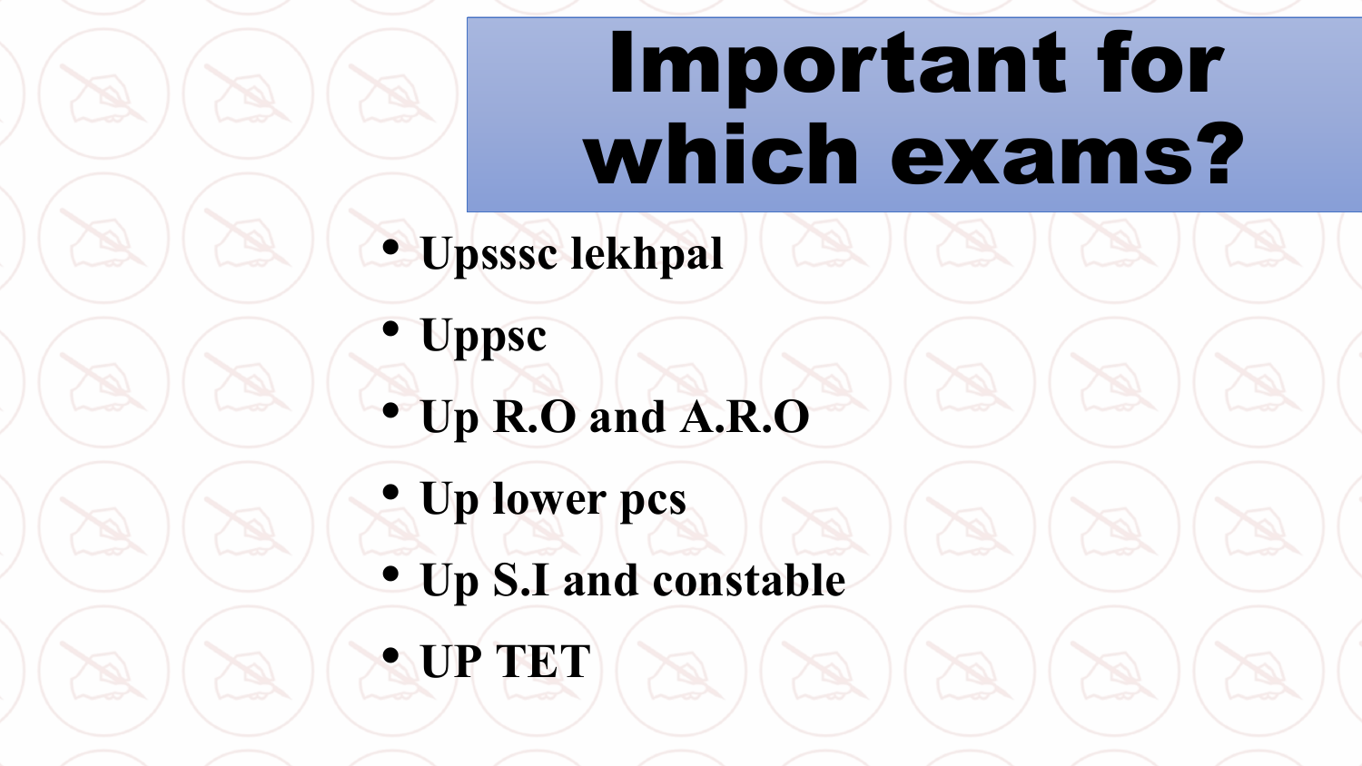# Important for which exams?

- Upsssc lekhpal
- Uppsc
- Up R.O and A.R.O
- Up lower pcs
- Up S.I and constable
- UP TET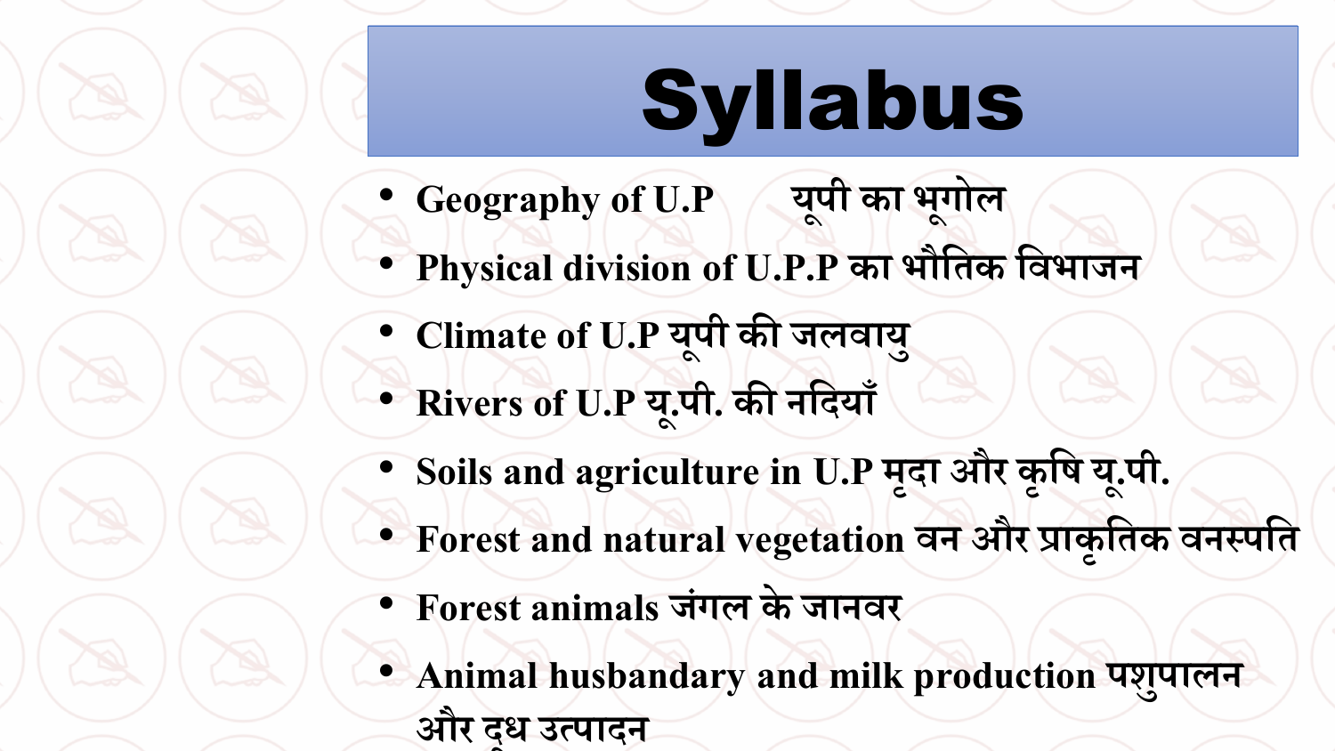# Syllabus

- Geography of U.P यूपी का भूगोल
- Physical division of U.P.P का भौतिक विभाजन
- Climate of U.P यूपी की जलवायु
- Rivers of U.P यू.पी. की नदियाँ
- Soils and agriculture in U.P मृदा और कृषि यू.पी.
- Forest and natural vegetation वन और प्राकृतिक वनस्पति
- Forest animals जंगल के जानवर
- Animal husbandary and milk production पशुपालन और दूध उत्पादन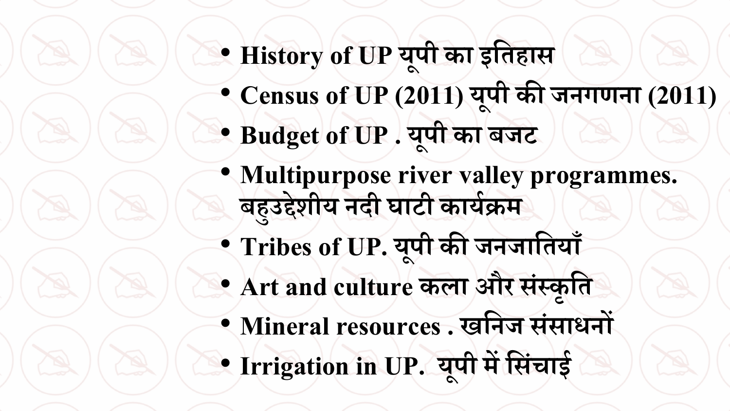- **History of UP यूपी का इतिहास**
- **Census of UP (2011) यूपी की जनगणना (2011)**
- **Budget of UP . यूपी का बजट**
- **Multipurpose river valley programmes. बहुउद्देशीय नदी घाटी कार्यक्रम**
- **Tribes of UP. यूपी की जनजातियाँ**
- **Art and culture कला और संस्कृति**
- **Mineral resources . खनिज संसाधनों**
- **Irrigation in UP. यूपी में सिंचाई**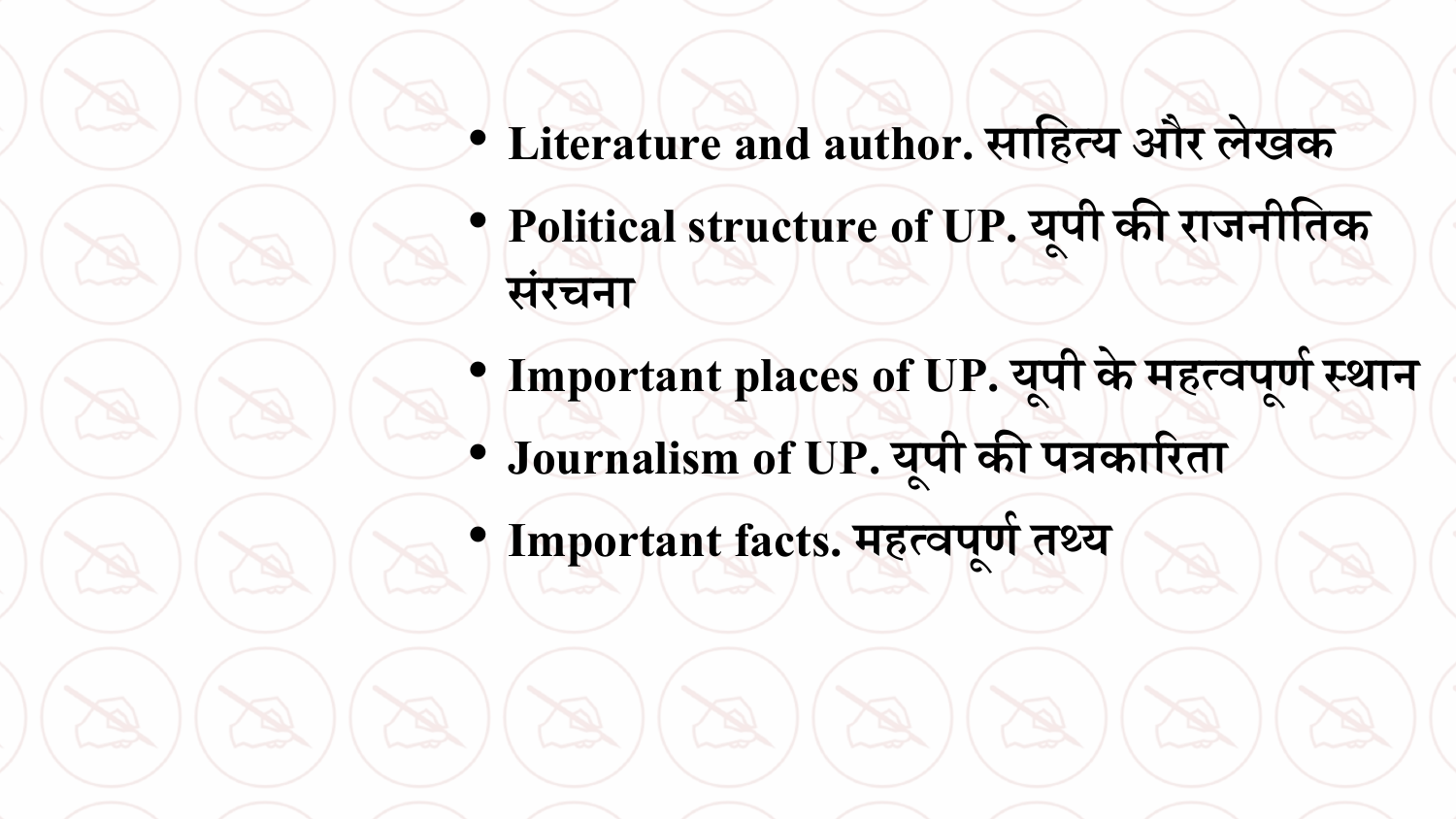- **Literature and author. साहित्य और लेखक**
- **Political structure of UP. यूपी की राजनीतिक संरचना**
- **Important places of UP. यूपी के महत्वपूर्ण स्थान**
- **Journalism of UP. यूपी की पत्रकारिता**
- **Important facts. महत्वपूर्ण तथ्य**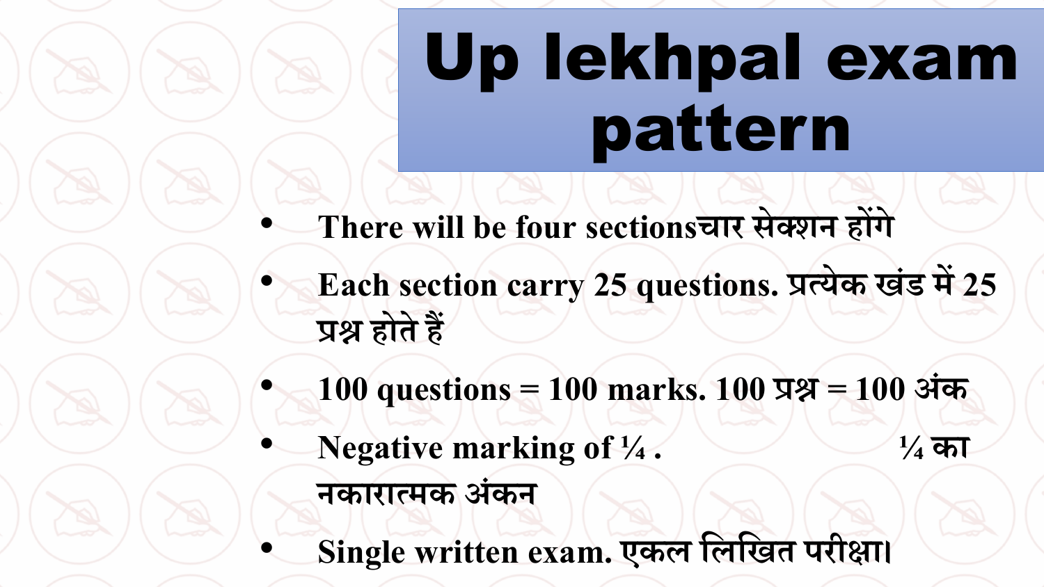# Up lekhpal exam pattern

- There will be four sectionsचार सेक्शन होंगे
- Each section carry 25 questions. प्रत्येक खंड में 25 प्रश्न होते हैं
- 100 questions = 100 marks. 100 प्रश्न = 100 अंक
- Negative marking of ¼ . ¼ का नकारात्मक अंकन
- Single written exam. एकल लिखित परीक्षा।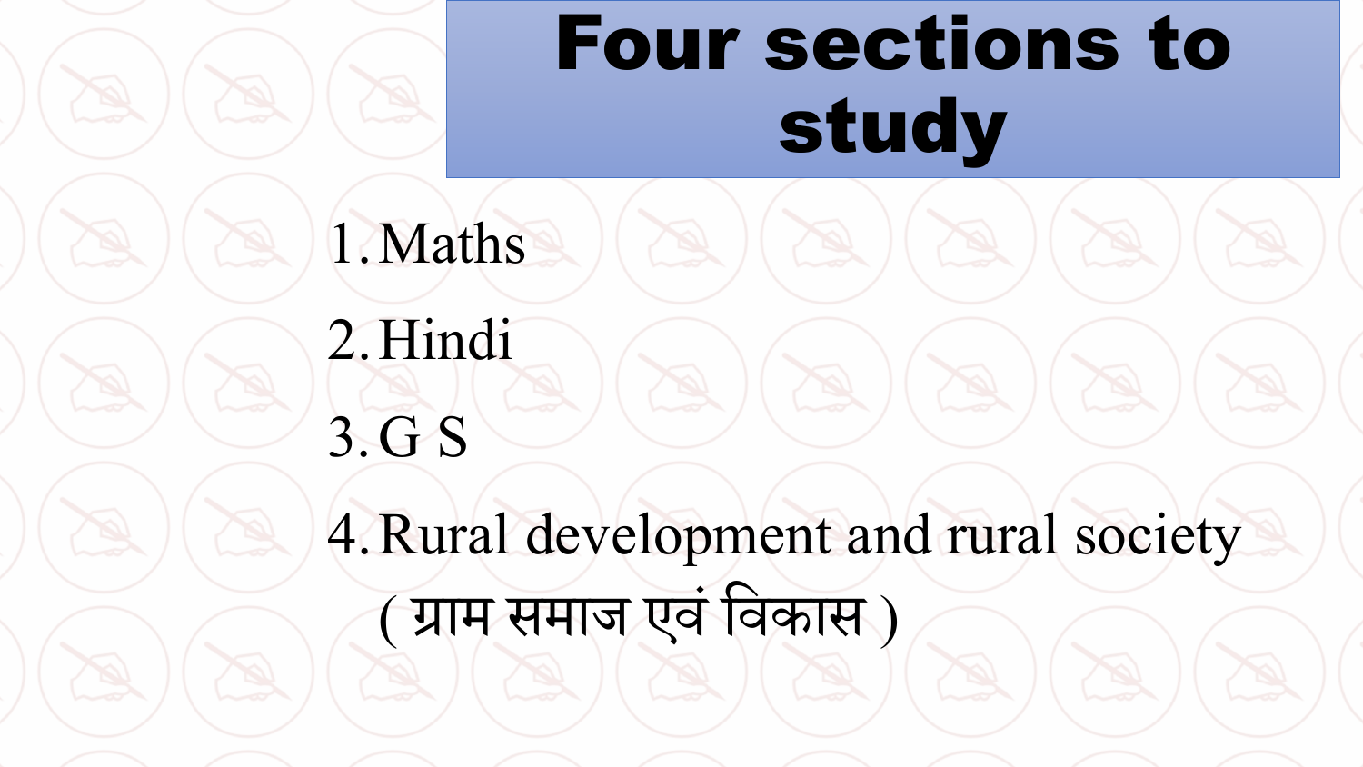# Four sections to study

1. Maths
2. Hindi
3. G S
4. Rural development and rural society ( ग्राम समाज एवं विकास )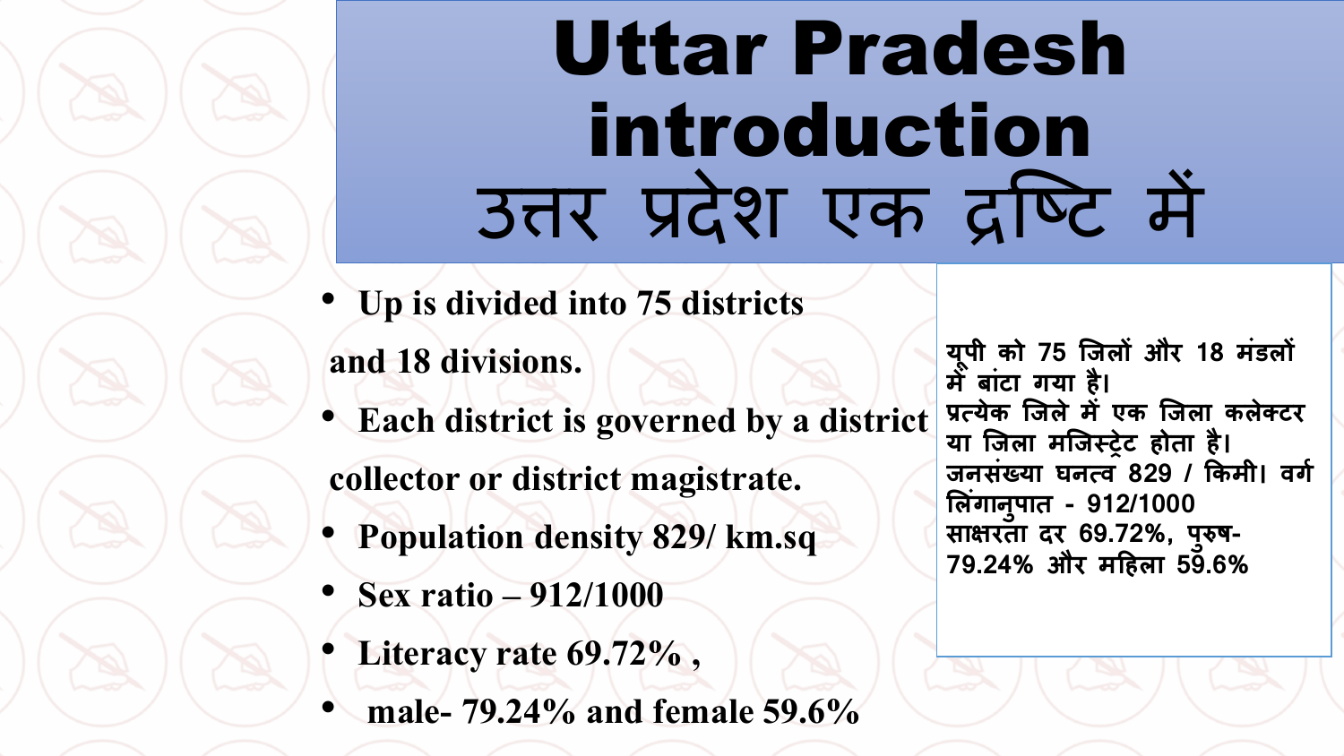# Uttar Pradesh introduction
# उत्तर प्रदेश एक द्रष्टि में

- **Up is divided into 75 districts and 18 divisions.**
- **Each district is governed by a district collector or district magistrate.**
- **Population density 829/ km.sq**
- **Sex ratio – 912/1000**
- **Literacy rate 69.72% ,**
- **male- 79.24% and female 59.6%**

**यूपी को 75 जिलों और 18 मंडलों में बांटा गया है।**
**प्रत्येक जिले में एक जिला कलेक्टर या जिला मजिस्ट्रेट होता है।**
**जनसंख्या घनत्व 829 / किमी। वर्ग लिंगानुपात - 912/1000**
**साक्षरता दर 69.72%, पुरुष- 79.24% और महिला 59.6%**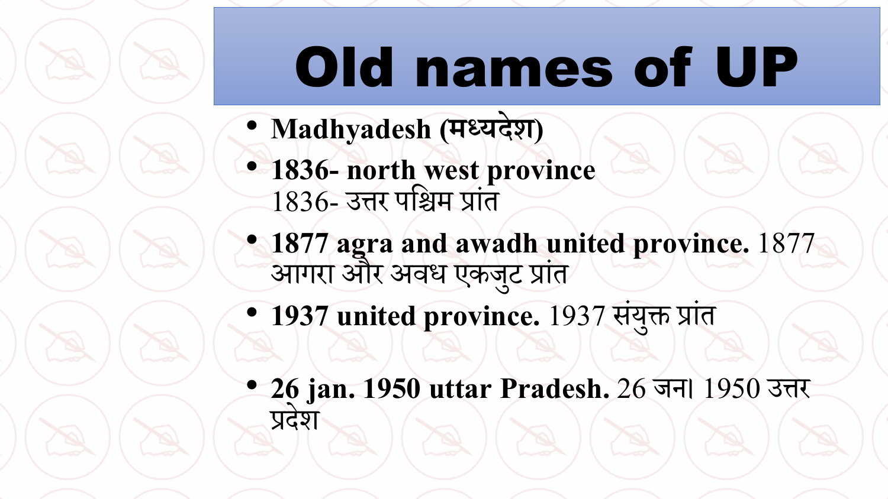# Old names of UP

- **Madhyadesh (मध्यदेश)**
- **1836- north west province**
  1836- उत्तर पश्चिम प्रांत
- **1877 agra and awadh united province.** 1877 आगरा और अवध एकजुट प्रांत
- **1937 united province.** 1937 संयुक्त प्रांत
- **26 jan. 1950 uttar Pradesh.** 26 जना 1950 उत्तर प्रदेश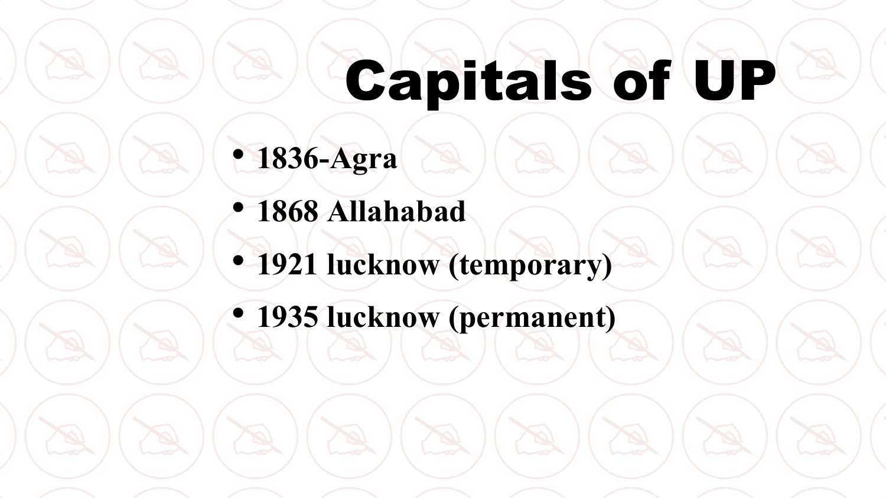# Capitals of UP

- **1836-Agra**
- **1868 Allahabad**
- **1921 lucknow (temporary)**
- **1935 lucknow (permanent)**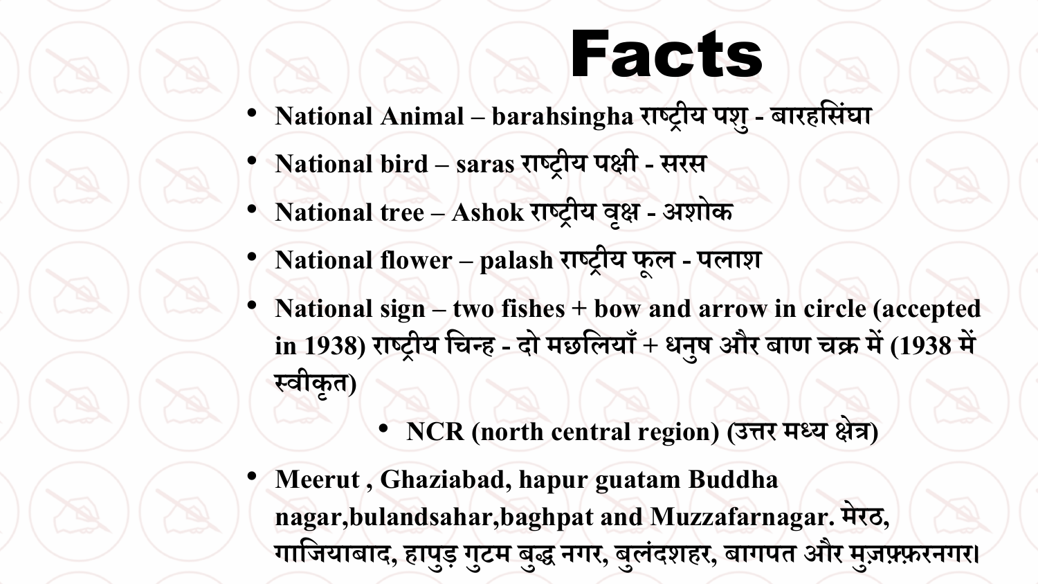# Facts

- **National Animal – barahsingha राष्ट्रीय पशु - बारहसिंघा**
- **National bird – saras राष्ट्रीय पक्षी - सरस**
- **National tree – Ashok राष्ट्रीय वृक्ष - अशोक**
- **National flower – palash राष्ट्रीय फूल - पलाश**
- **National sign – two fishes + bow and arrow in circle (accepted in 1938) राष्ट्रीय चिन्ह - दो मछलियाँ + धनुष और बाण चक्र में (1938 में स्वीकृत)**
  - **NCR (north central region) (उत्तर मध्य क्षेत्र)**
- **Meerut , Ghaziabad, hapur guatam Buddha nagar,bulandsahar,baghpat and Muzzafarnagar. मेरठ, गाजियाबाद, हापुड़ गुटम बुद्ध नगर, बुलंदशहर, बागपत और मुज़फ़्फ़रनगर।**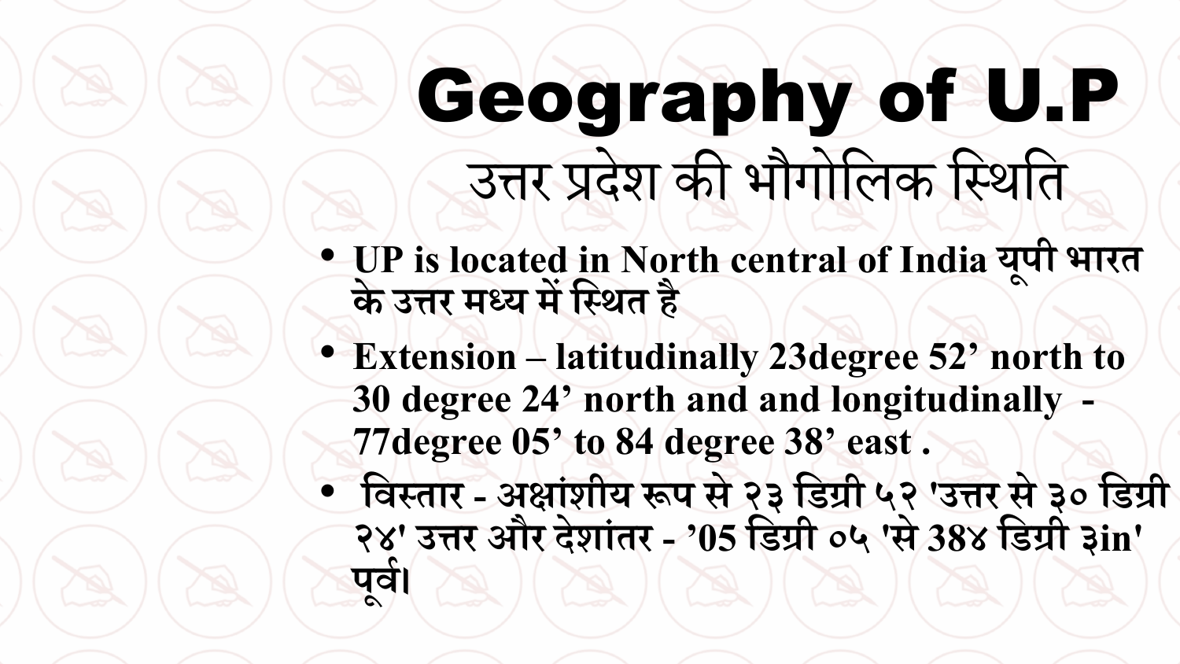# Geography of U.P

## उत्तर प्रदेश की भौगोलिक स्थिति

- **UP is located in North central of India यूपी भारत के उत्तर मध्य में स्थित है**
- **Extension – latitudinally 23degree 52’ north to 30 degree 24’ north and and longitudinally - 77degree 05’ to 84 degree 38’ east .**
- **विस्तार - अक्षांशीय रूप से २३ डिग्री ५२ 'उत्तर से ३० डिग्री २४' उत्तर और देशांतर - ’05 डिग्री ०५ 'से 38४ डिग्री ३in' पूर्व।**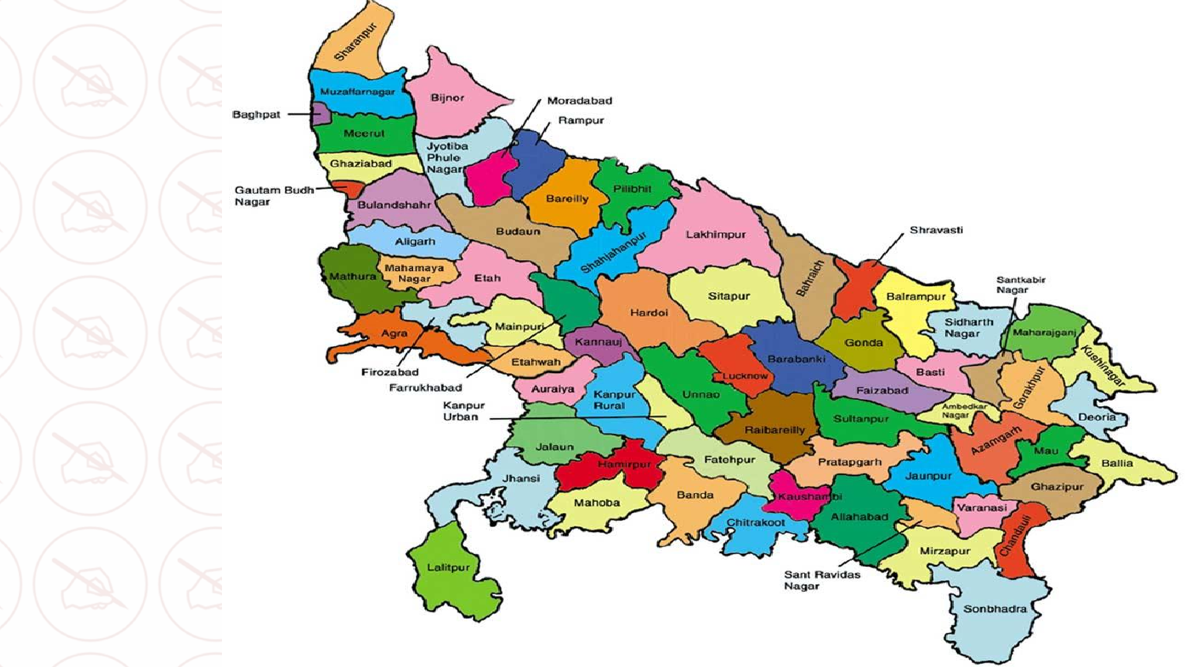- Sharanpur
- Muzaffarnagar
- Baghpat
- Meerut
- Ghaziabad
- Gautam Budh Nagar
- Bulandshahr
- Aligarh
- Mathura
- Mahamaya Nagar
- Agra
- Firozabad
- Farrukhabad
- Bijnor
- Moradabad
- Rampur
- Jyotiba Phule Nagar
- Bareilly
- Pilibhit
- Budaun
- Shahjahanpur
- Etah
- Mainpuri
- Etahwah
- Kannauj
- Auraiya
- Kanpur Urban
- Kanpur Rural
- Jalaun
- Jhansi
- Lalitpur
- Hamirpur
- Mahoba
- Banda
- Fatehpur
- Chitrakoot
- Kaushambi
- Allahabad
- Sant Ravidas Nagar
- Hardoi
- Lakhimpur
- Sitapur
- Unnao
- Lucknow
- Barabanki
- Raibareilly
- Bahraich
- Shravasti
- Balrampur
- Gonda
- Faizabad
- Sultanpur
- Pratapgarh
- Jaunpur
- Varanasi
- Mirzapur
- Chandauli
- Sonbhadra
- Sidharth Nagar
- Santkabir Nagar
- Maharajganj
- Kushinagar
- Basti
- Ambedkar Nagar
- Gorakhpur
- Deoria
- Azamgarh
- Mau
- Ballia
- Ghazipur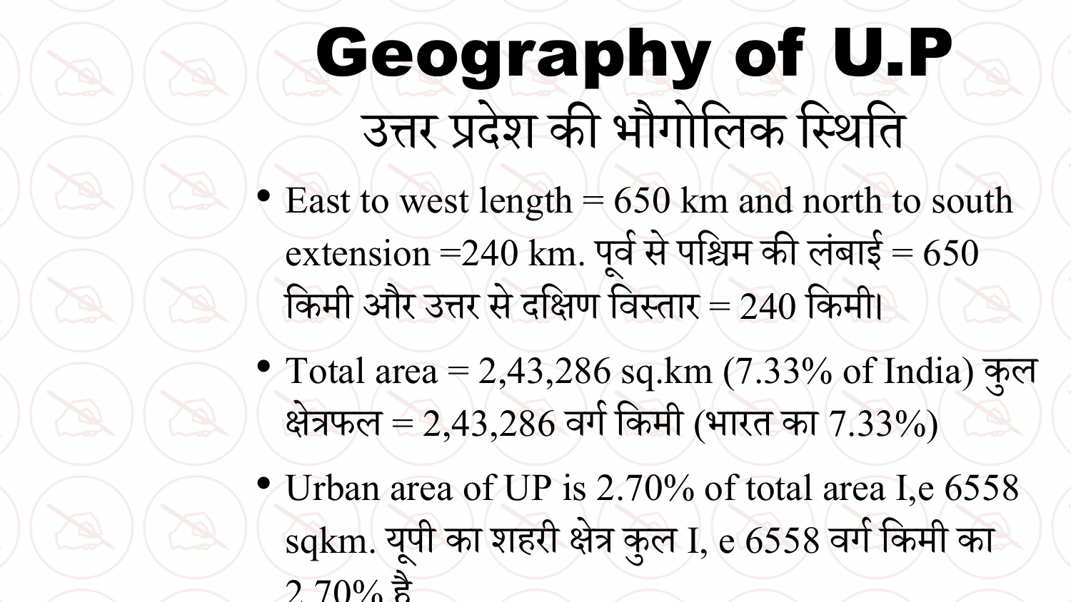# Geography of U.P

## उत्तर प्रदेश की भौगोलिक स्थिति

- East to west length = 650 km and north to south extension =240 km. पूर्व से पश्चिम की लंबाई = 650 किमी और उत्तर से दक्षिण विस्तार = 240 किमी।
- Total area = 2,43,286 sq.km (7.33% of India) कुल क्षेत्रफल = 2,43,286 वर्ग किमी (भारत का 7.33%)
- Urban area of UP is 2.70% of total area I,e 6558 sqkm. यूपी का शहरी क्षेत्र कुल I, e 6558 वर्ग किमी का 2.70% है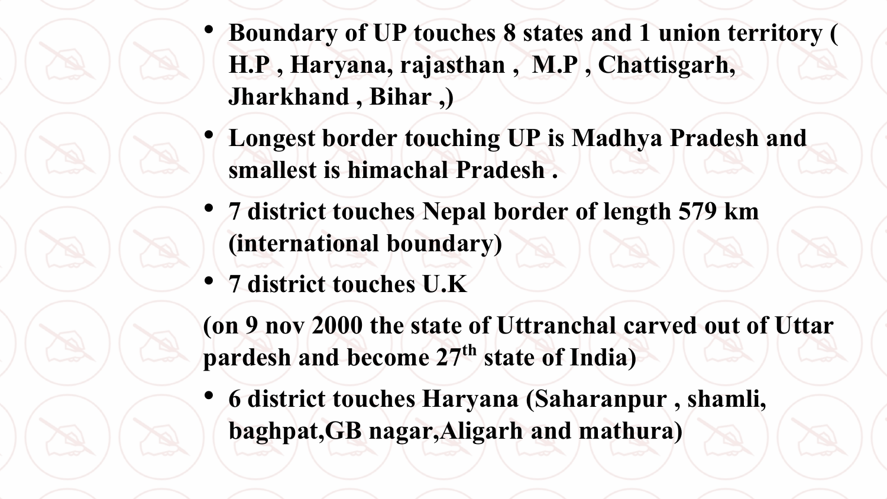- **Boundary of UP touches 8 states and 1 union territory ( H.P , Haryana, rajasthan , M.P , Chattisgarh, Jharkhand , Bihar ,)**
- **Longest border touching UP is Madhya Pradesh and smallest is himachal Pradesh .**
- **7 district touches Nepal border of length 579 km (international boundary)**
- **7 district touches U.K**

**(on 9 nov 2000 the state of Uttranchal carved out of Uttar pardesh and become 27th state of India)**

- **6 district touches Haryana (Saharanpur , shamli, baghpat,GB nagar,Aligarh and mathura)**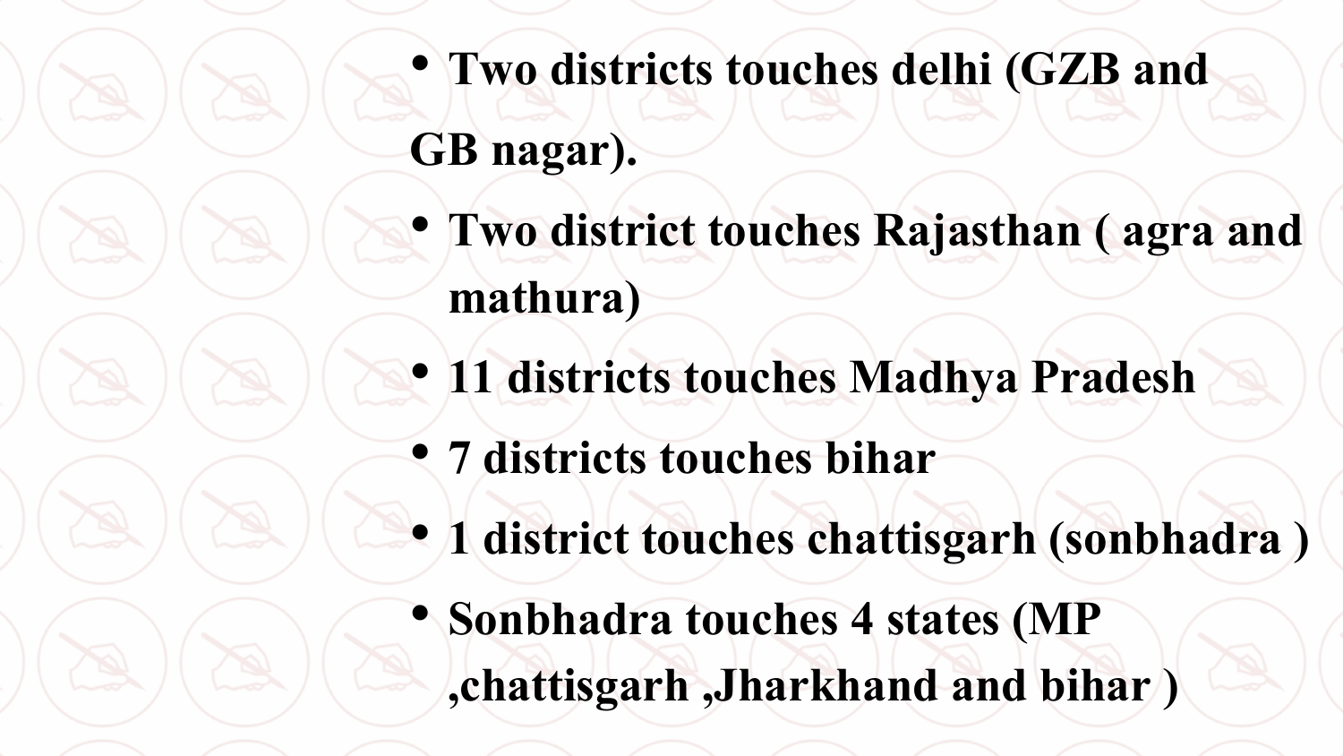- **Two districts touches delhi (GZB and GB nagar).**
- **Two district touches Rajasthan ( agra and mathura)**
- **11 districts touches Madhya Pradesh**
- **7 districts touches bihar**
- **1 district touches chattisgarh (sonbhadra )**
- **Sonbhadra touches 4 states (MP ,chattisgarh ,Jharkhand and bihar )**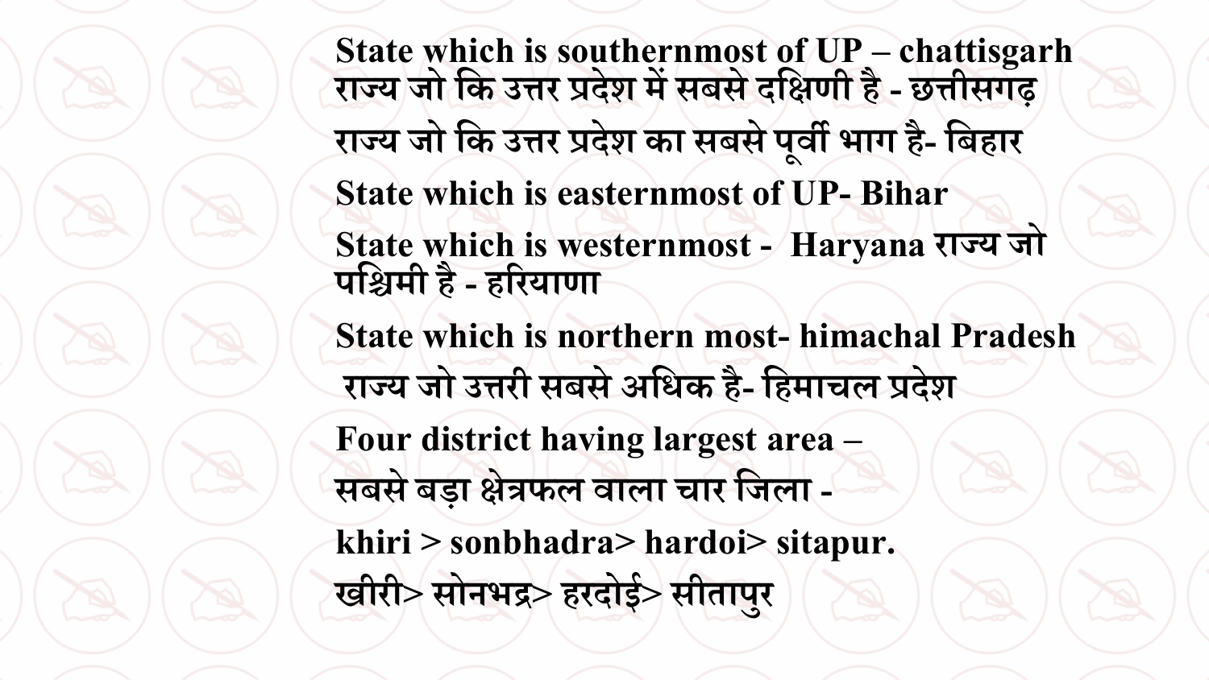**State which is southernmost of UP – chattisgarh**
**राज्य जो कि उत्तर प्रदेश में सबसे दक्षिणी है - छत्तीसगढ़**

**राज्य जो कि उत्तर प्रदेश का सबसे पूर्वी भाग है- बिहार**

**State which is easternmost of UP- Bihar**

**State which is westernmost - Haryana राज्य जो पश्चिमी है - हरियाणा**

**State which is northern most- himachal Pradesh**

**राज्य जो उत्तरी सबसे अधिक है- हिमाचल प्रदेश**

**Four district having largest area –**

**सबसे बड़ा क्षेत्रफल वाला चार जिला -**

**khiri > sonbhadra> hardoi> sitapur.**

**खीरी> सोनभद्र> हरदोई> सीतापुर**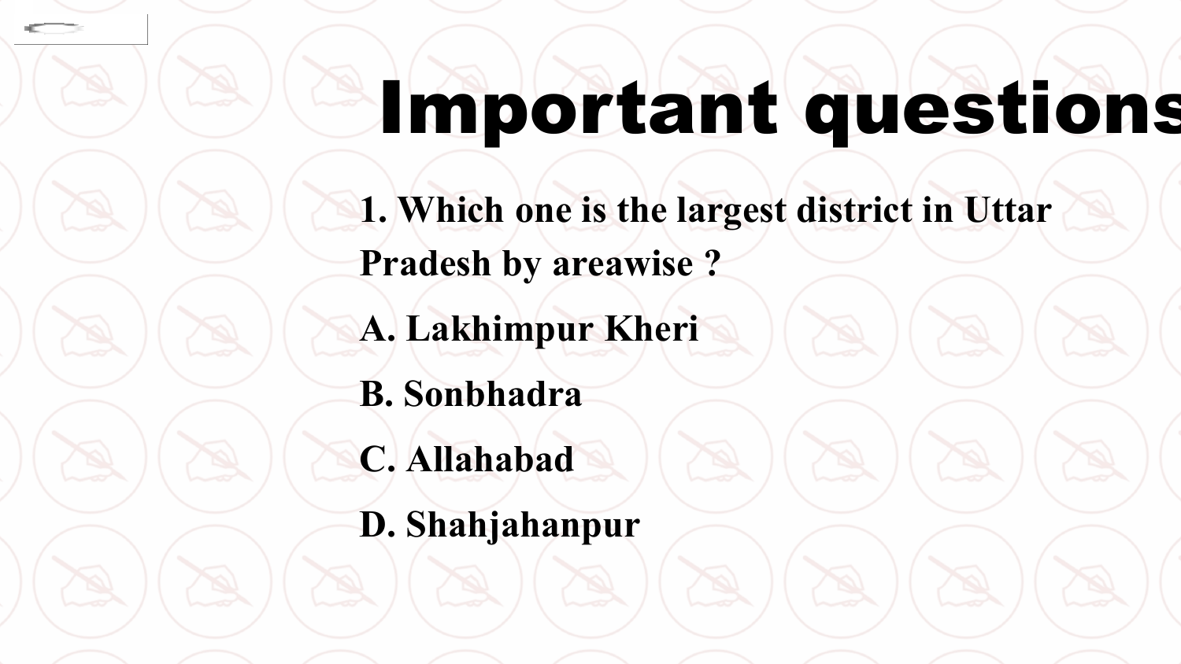# Important questions

1. Which one is the largest district in Uttar Pradesh by areawise ?

A. Lakhimpur Kheri

B. Sonbhadra

C. Allahabad

D. Shahjahanpur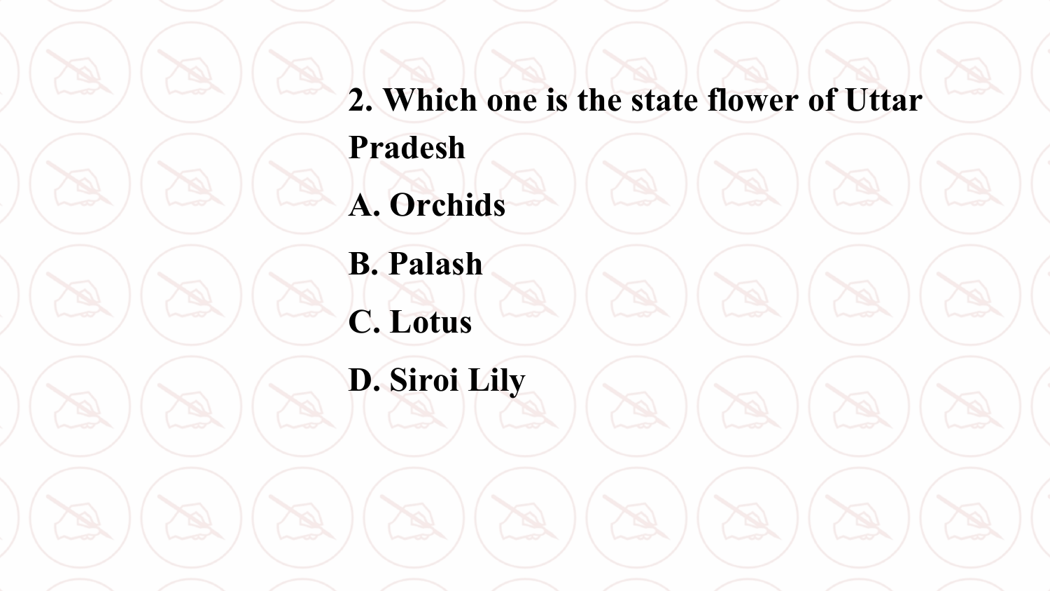**2. Which one is the state flower of Uttar Pradesh**

**A. Orchids**

**B. Palash**

**C. Lotus**

**D. Siroi Lily**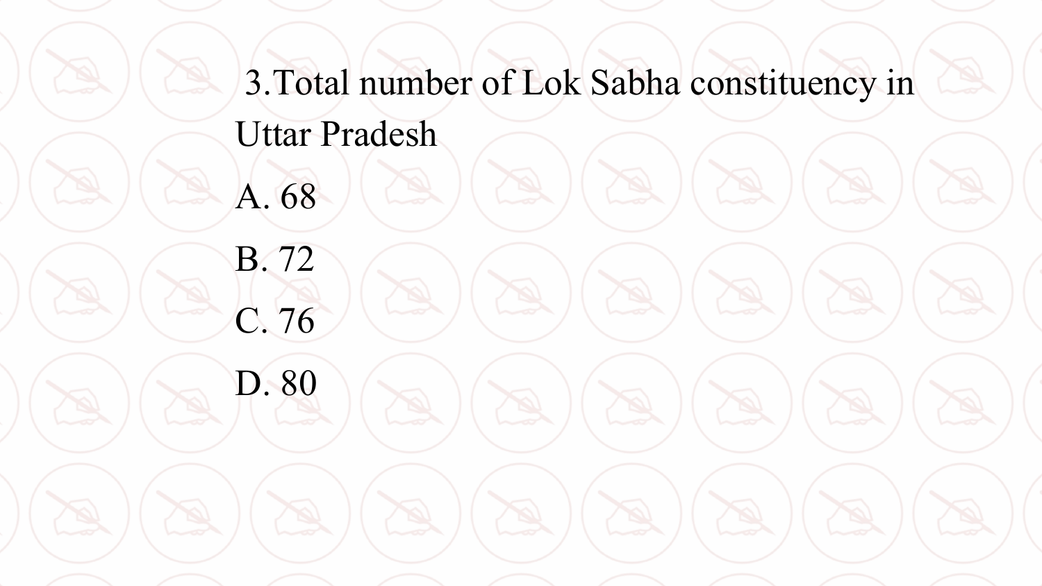3.Total number of Lok Sabha constituency in Uttar Pradesh

A. 68

B. 72

C. 76

D. 80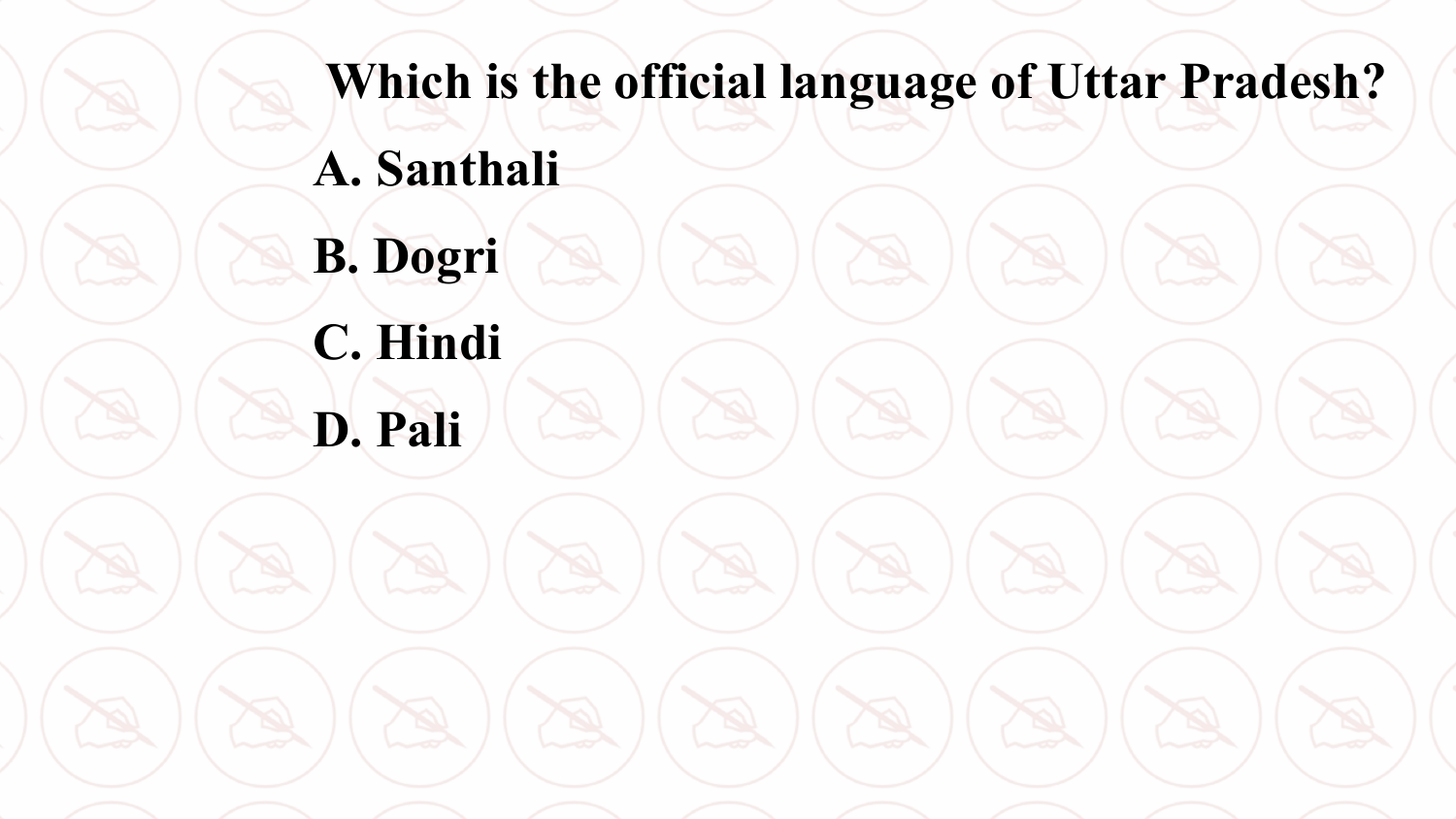**Which is the official language of Uttar Pradesh?**

**A. Santhali**

**B. Dogri**

**C. Hindi**

**D. Pali**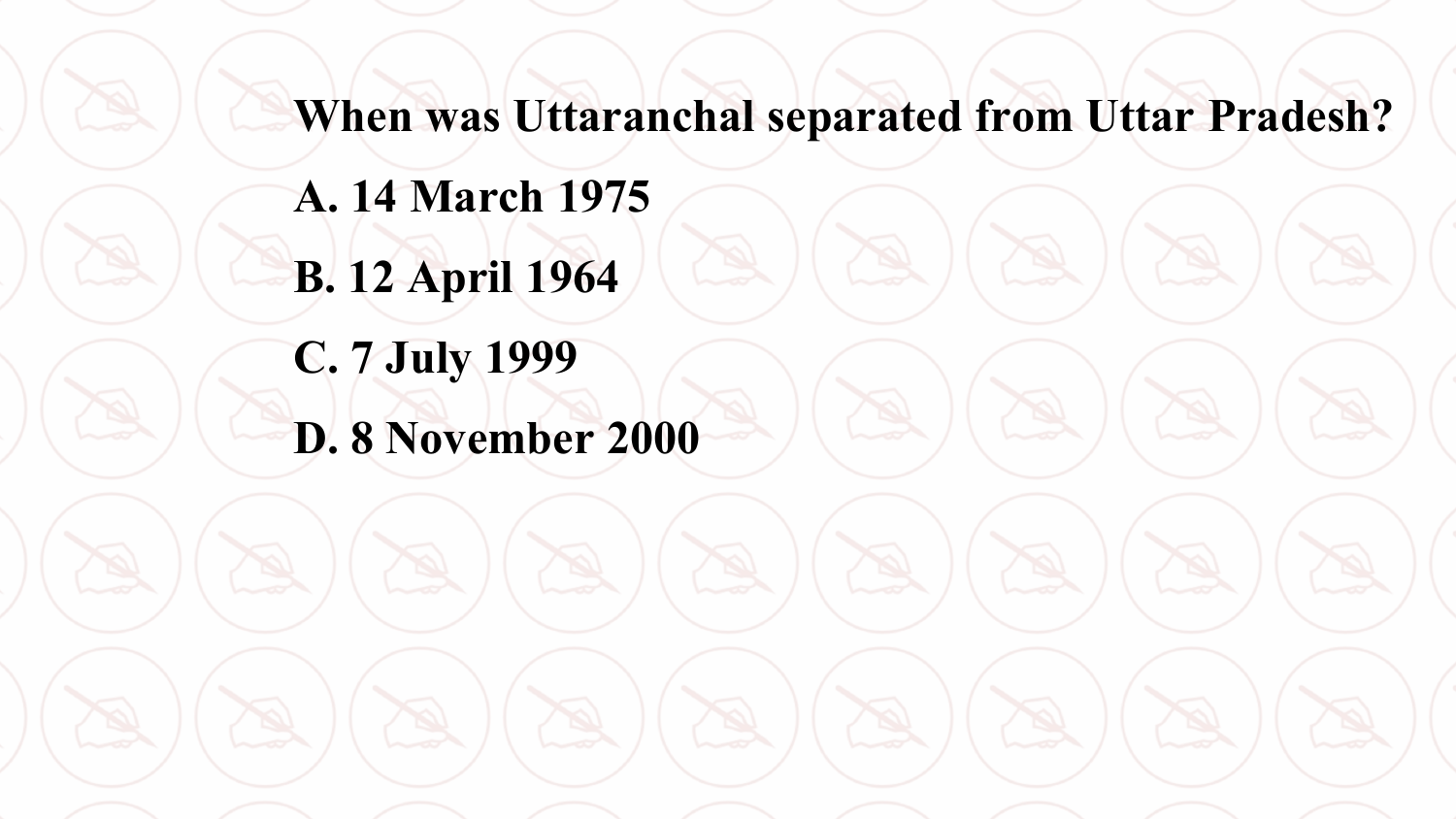**When was Uttaranchal separated from Uttar Pradesh?**

**A. 14 March 1975**

**B. 12 April 1964**

**C. 7 July 1999**

**D. 8 November 2000**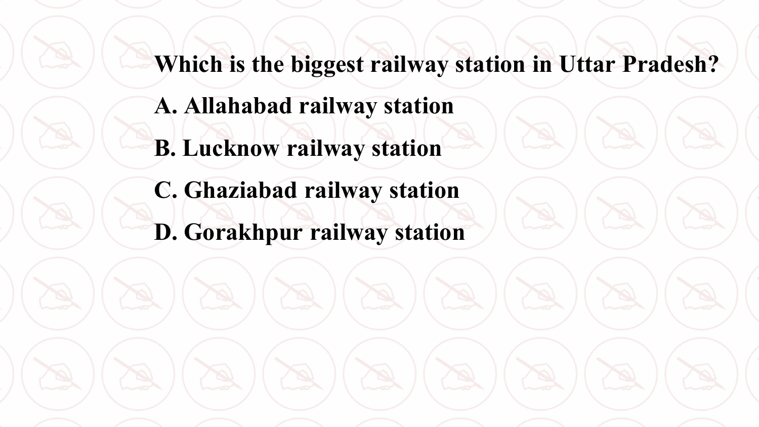**Which is the biggest railway station in Uttar Pradesh?**

**A. Allahabad railway station**

**B. Lucknow railway station**

**C. Ghaziabad railway station**

**D. Gorakhpur railway station**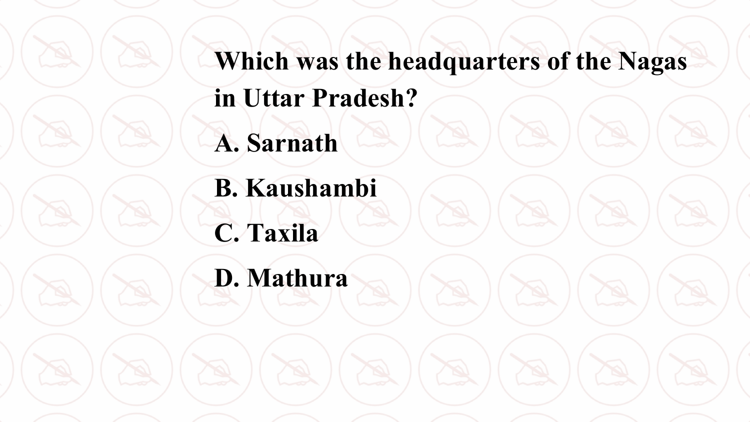**Which was the headquarters of the Nagas in Uttar Pradesh?**

**A. Sarnath**

**B. Kaushambi**

**C. Taxila**

**D. Mathura**